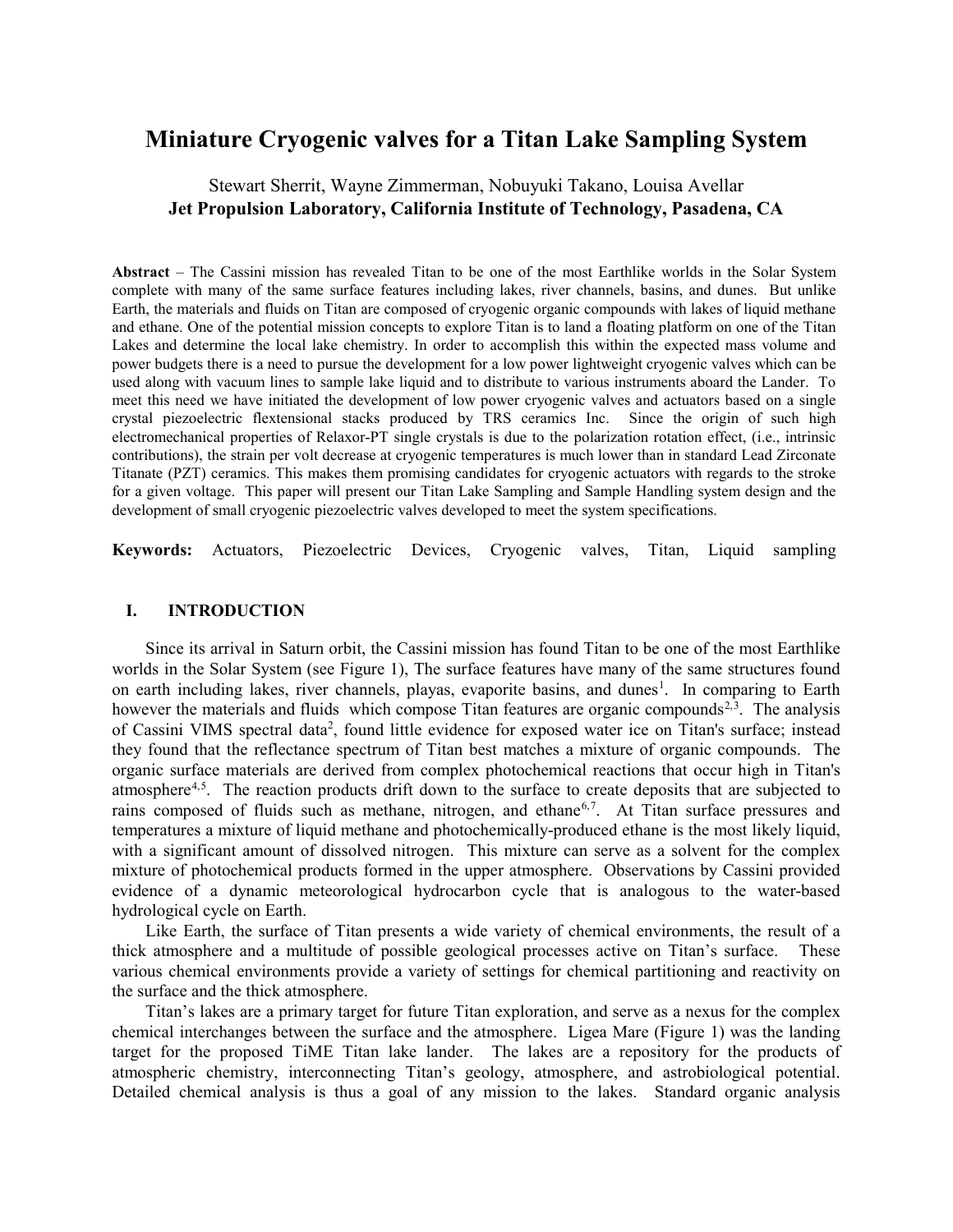# Miniature Cryogenic valves for a Titan Lake Sampling System

Stewart Sherrit, Wayne Zimmerman, Nobuyuki Takano, Louisa Avellar
**Jet Propulsion Laboratory, California Institute of Technology, Pasadena, CA**

**Abstract** – The Cassini mission has revealed Titan to be one of the most Earthlike worlds in the Solar System complete with many of the same surface features including lakes, river channels, basins, and dunes. But unlike Earth, the materials and fluids on Titan are composed of cryogenic organic compounds with lakes of liquid methane and ethane. One of the potential mission concepts to explore Titan is to land a floating platform on one of the Titan Lakes and determine the local lake chemistry. In order to accomplish this within the expected mass volume and power budgets there is a need to pursue the development for a low power lightweight cryogenic valves which can be used along with vacuum lines to sample lake liquid and to distribute to various instruments aboard the Lander. To meet this need we have initiated the development of low power cryogenic valves and actuators based on a single crystal piezoelectric flextensional stacks produced by TRS ceramics Inc. Since the origin of such high electromechanical properties of Relaxor-PT single crystals is due to the polarization rotation effect, (i.e., intrinsic contributions), the strain per volt decrease at cryogenic temperatures is much lower than in standard Lead Zirconate Titanate (PZT) ceramics. This makes them promising candidates for cryogenic actuators with regards to the stroke for a given voltage. This paper will present our Titan Lake Sampling and Sample Handling system design and the development of small cryogenic piezoelectric valves developed to meet the system specifications.

**Keywords:** Actuators, Piezoelectric Devices, Cryogenic valves, Titan, Liquid sampling

## I. INTRODUCTION

Since its arrival in Saturn orbit, the Cassini mission has found Titan to be one of the most Earthlike worlds in the Solar System (see Figure 1), The surface features have many of the same structures found on earth including lakes, river channels, playas, evaporite basins, and dunes[1]. In comparing to Earth however the materials and fluids which compose Titan features are organic compounds[2,3]. The analysis of Cassini VIMS spectral data[2], found little evidence for exposed water ice on Titan's surface; instead they found that the reflectance spectrum of Titan best matches a mixture of organic compounds. The organic surface materials are derived from complex photochemical reactions that occur high in Titan's atmosphere[4,5]. The reaction products drift down to the surface to create deposits that are subjected to rains composed of fluids such as methane, nitrogen, and ethane[6,7]. At Titan surface pressures and temperatures a mixture of liquid methane and photochemically-produced ethane is the most likely liquid, with a significant amount of dissolved nitrogen. This mixture can serve as a solvent for the complex mixture of photochemical products formed in the upper atmosphere. Observations by Cassini provided evidence of a dynamic meteorological hydrocarbon cycle that is analogous to the water-based hydrological cycle on Earth.

Like Earth, the surface of Titan presents a wide variety of chemical environments, the result of a thick atmosphere and a multitude of possible geological processes active on Titan's surface. These various chemical environments provide a variety of settings for chemical partitioning and reactivity on the surface and the thick atmosphere.

Titan's lakes are a primary target for future Titan exploration, and serve as a nexus for the complex chemical interchanges between the surface and the atmosphere. Ligea Mare (Figure 1) was the landing target for the proposed TiME Titan lake lander. The lakes are a repository for the products of atmospheric chemistry, interconnecting Titan's geology, atmosphere, and astrobiological potential. Detailed chemical analysis is thus a goal of any mission to the lakes. Standard organic analysis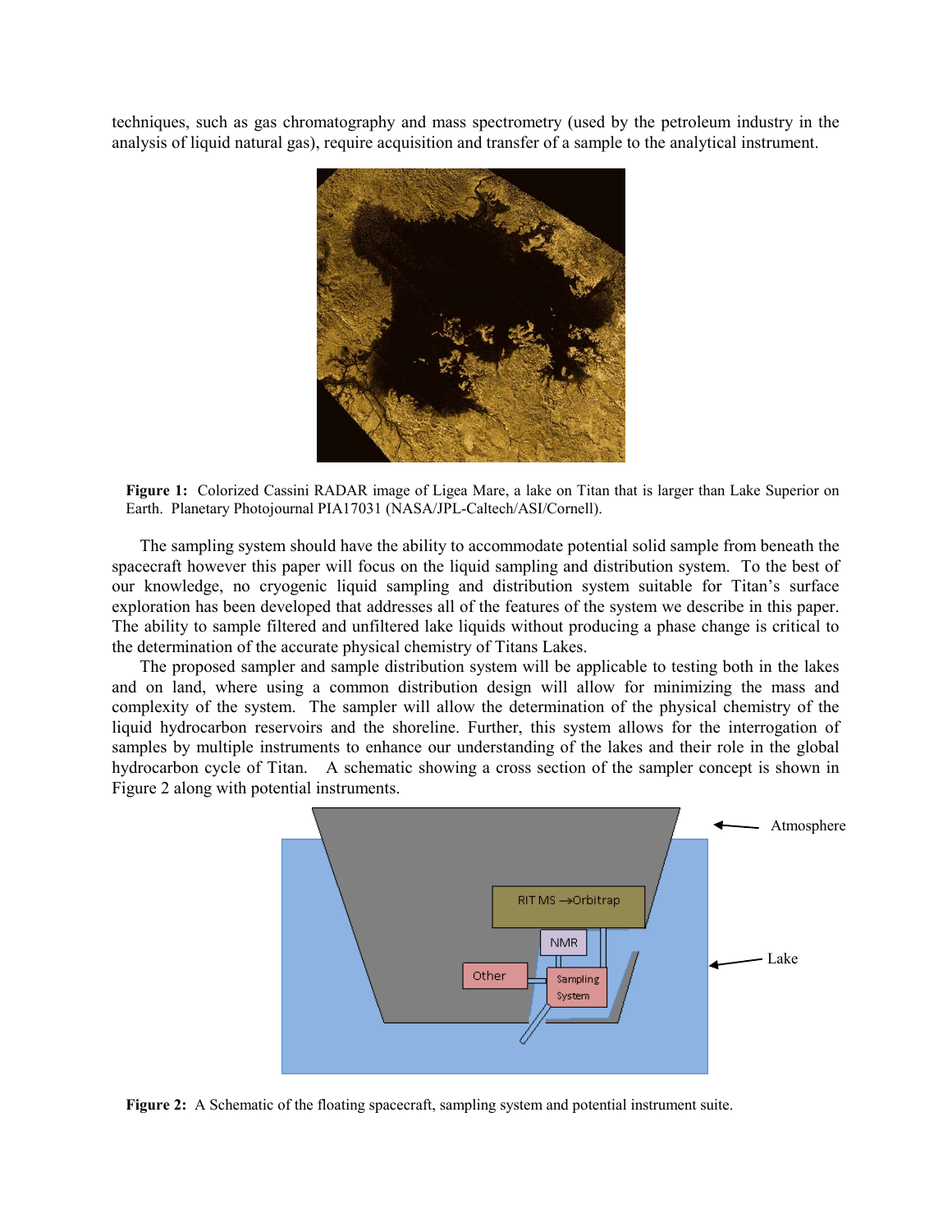techniques, such as gas chromatography and mass spectrometry (used by the petroleum industry in the analysis of liquid natural gas), require acquisition and transfer of a sample to the analytical instrument.

**Figure 1:** Colorized Cassini RADAR image of Ligea Mare, a lake on Titan that is larger than Lake Superior on Earth. Planetary Photojournal PIA17031 (NASA/JPL-Caltech/ASI/Cornell).

The sampling system should have the ability to accommodate potential solid sample from beneath the spacecraft however this paper will focus on the liquid sampling and distribution system. To the best of our knowledge, no cryogenic liquid sampling and distribution system suitable for Titan's surface exploration has been developed that addresses all of the features of the system we describe in this paper. The ability to sample filtered and unfiltered lake liquids without producing a phase change is critical to the determination of the accurate physical chemistry of Titans Lakes.

The proposed sampler and sample distribution system will be applicable to testing both in the lakes and on land, where using a common distribution design will allow for minimizing the mass and complexity of the system. The sampler will allow the determination of the physical chemistry of the liquid hydrocarbon reservoirs and the shoreline. Further, this system allows for the interrogation of samples by multiple instruments to enhance our understanding of the lakes and their role in the global hydrocarbon cycle of Titan. A schematic showing a cross section of the sampler concept is shown in Figure 2 along with potential instruments.

**Figure 2:** A Schematic of the floating spacecraft, sampling system and potential instrument suite.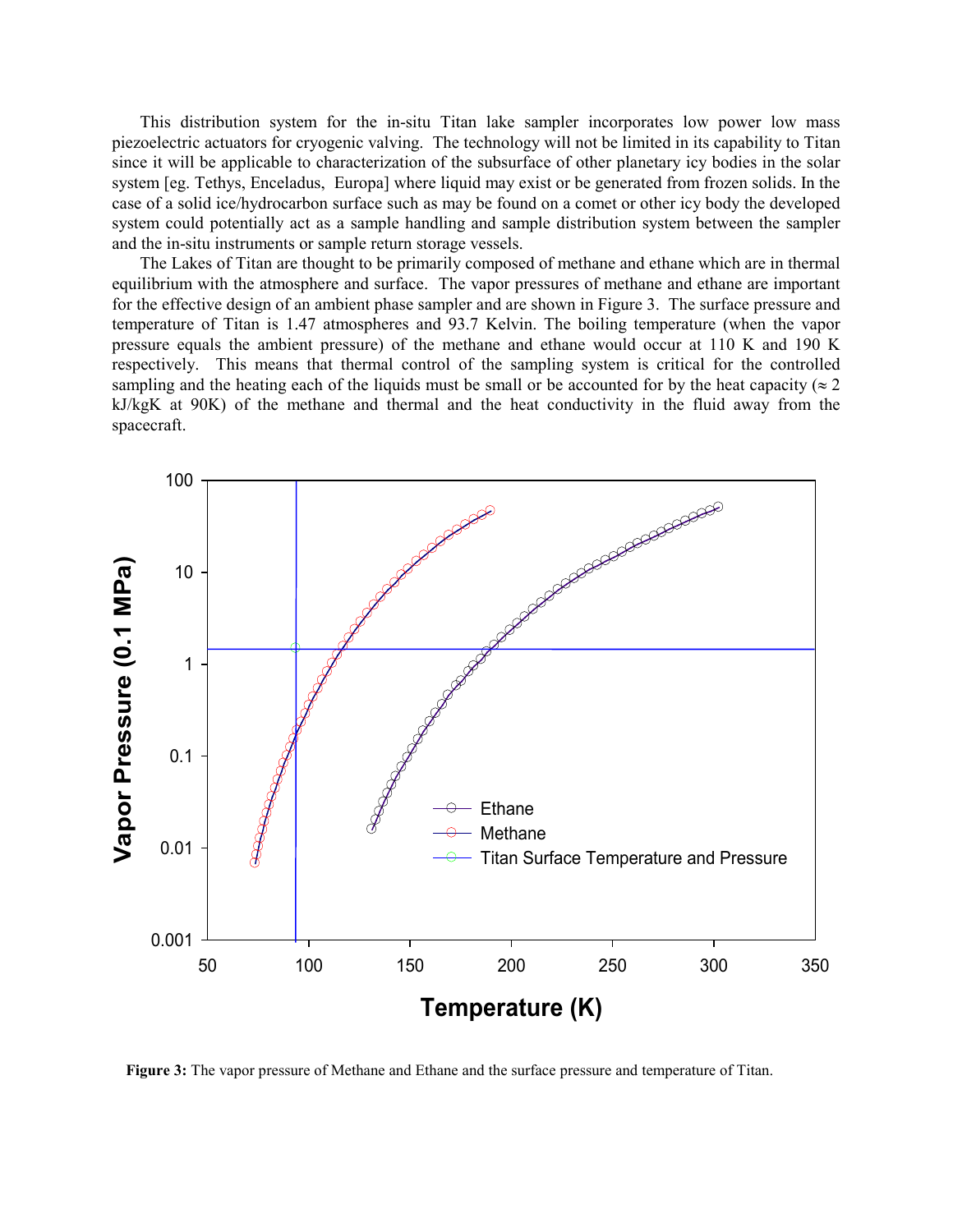This distribution system for the in-situ Titan lake sampler incorporates low power low mass piezoelectric actuators for cryogenic valving. The technology will not be limited in its capability to Titan since it will be applicable to characterization of the subsurface of other planetary icy bodies in the solar system [eg. Tethys, Enceladus, Europa] where liquid may exist or be generated from frozen solids. In the case of a solid ice/hydrocarbon surface such as may be found on a comet or other icy body the developed system could potentially act as a sample handling and sample distribution system between the sampler and the in-situ instruments or sample return storage vessels.

The Lakes of Titan are thought to be primarily composed of methane and ethane which are in thermal equilibrium with the atmosphere and surface. The vapor pressures of methane and ethane are important for the effective design of an ambient phase sampler and are shown in Figure 3. The surface pressure and temperature of Titan is 1.47 atmospheres and 93.7 Kelvin. The boiling temperature (when the vapor pressure equals the ambient pressure) of the methane and ethane would occur at 110 K and 190 K respectively. This means that thermal control of the sampling system is critical for the controlled sampling and the heating each of the liquids must be small or be accounted for by the heat capacity ($\approx 2$ kJ/kgK at 90K) of the methane and thermal and the heat conductivity in the fluid away from the spacecraft.

**Figure 3:** The vapor pressure of Methane and Ethane and the surface pressure and temperature of Titan.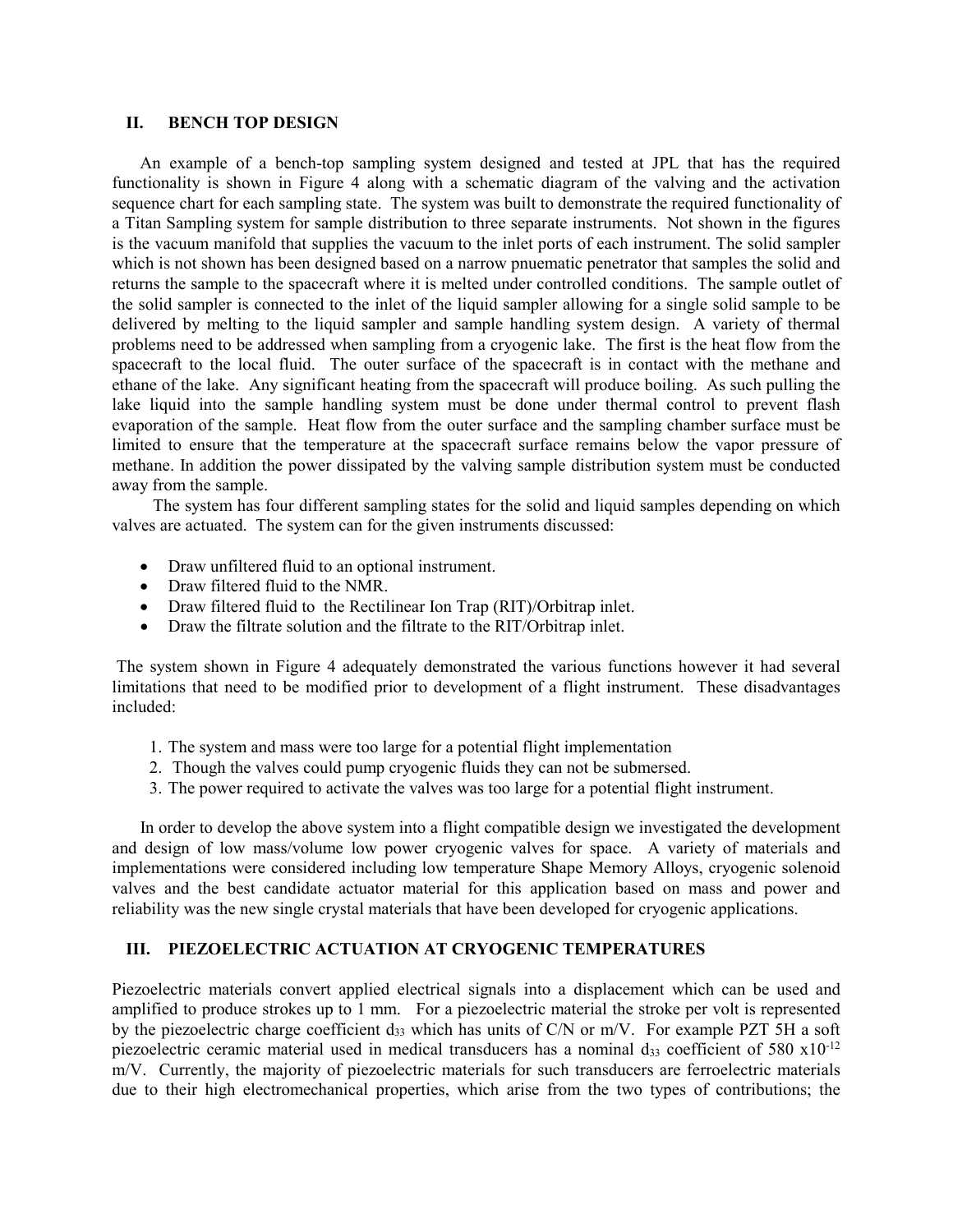## II. BENCH TOP DESIGN

An example of a bench-top sampling system designed and tested at JPL that has the required functionality is shown in Figure 4 along with a schematic diagram of the valving and the activation sequence chart for each sampling state. The system was built to demonstrate the required functionality of a Titan Sampling system for sample distribution to three separate instruments. Not shown in the figures is the vacuum manifold that supplies the vacuum to the inlet ports of each instrument. The solid sampler which is not shown has been designed based on a narrow pnuematic penetrator that samples the solid and returns the sample to the spacecraft where it is melted under controlled conditions. The sample outlet of the solid sampler is connected to the inlet of the liquid sampler allowing for a single solid sample to be delivered by melting to the liquid sampler and sample handling system design. A variety of thermal problems need to be addressed when sampling from a cryogenic lake. The first is the heat flow from the spacecraft to the local fluid. The outer surface of the spacecraft is in contact with the methane and ethane of the lake. Any significant heating from the spacecraft will produce boiling. As such pulling the lake liquid into the sample handling system must be done under thermal control to prevent flash evaporation of the sample. Heat flow from the outer surface and the sampling chamber surface must be limited to ensure that the temperature at the spacecraft surface remains below the vapor pressure of methane. In addition the power dissipated by the valving sample distribution system must be conducted away from the sample.

The system has four different sampling states for the solid and liquid samples depending on which valves are actuated. The system can for the given instruments discussed:

- Draw unfiltered fluid to an optional instrument.
- Draw filtered fluid to the NMR.
- Draw filtered fluid to the Rectilinear Ion Trap (RIT)/Orbitrap inlet.
- Draw the filtrate solution and the filtrate to the RIT/Orbitrap inlet.

The system shown in Figure 4 adequately demonstrated the various functions however it had several limitations that need to be modified prior to development of a flight instrument. These disadvantages included:

1. The system and mass were too large for a potential flight implementation
2. Though the valves could pump cryogenic fluids they can not be submersed.
3. The power required to activate the valves was too large for a potential flight instrument.

In order to develop the above system into a flight compatible design we investigated the development and design of low mass/volume low power cryogenic valves for space. A variety of materials and implementations were considered including low temperature Shape Memory Alloys, cryogenic solenoid valves and the best candidate actuator material for this application based on mass and power and reliability was the new single crystal materials that have been developed for cryogenic applications.

## III. PIEZOELECTRIC ACTUATION AT CRYOGENIC TEMPERATURES

Piezoelectric materials convert applied electrical signals into a displacement which can be used and amplified to produce strokes up to 1 mm. For a piezoelectric material the stroke per volt is represented by the piezoelectric charge coefficient $d_{33}$ which has units of C/N or m/V. For example PZT 5H a soft piezoelectric ceramic material used in medical transducers has a nominal $d_{33}$ coefficient of $580 \times 10^{-12}$ m/V. Currently, the majority of piezoelectric materials for such transducers are ferroelectric materials due to their high electromechanical properties, which arise from the two types of contributions; the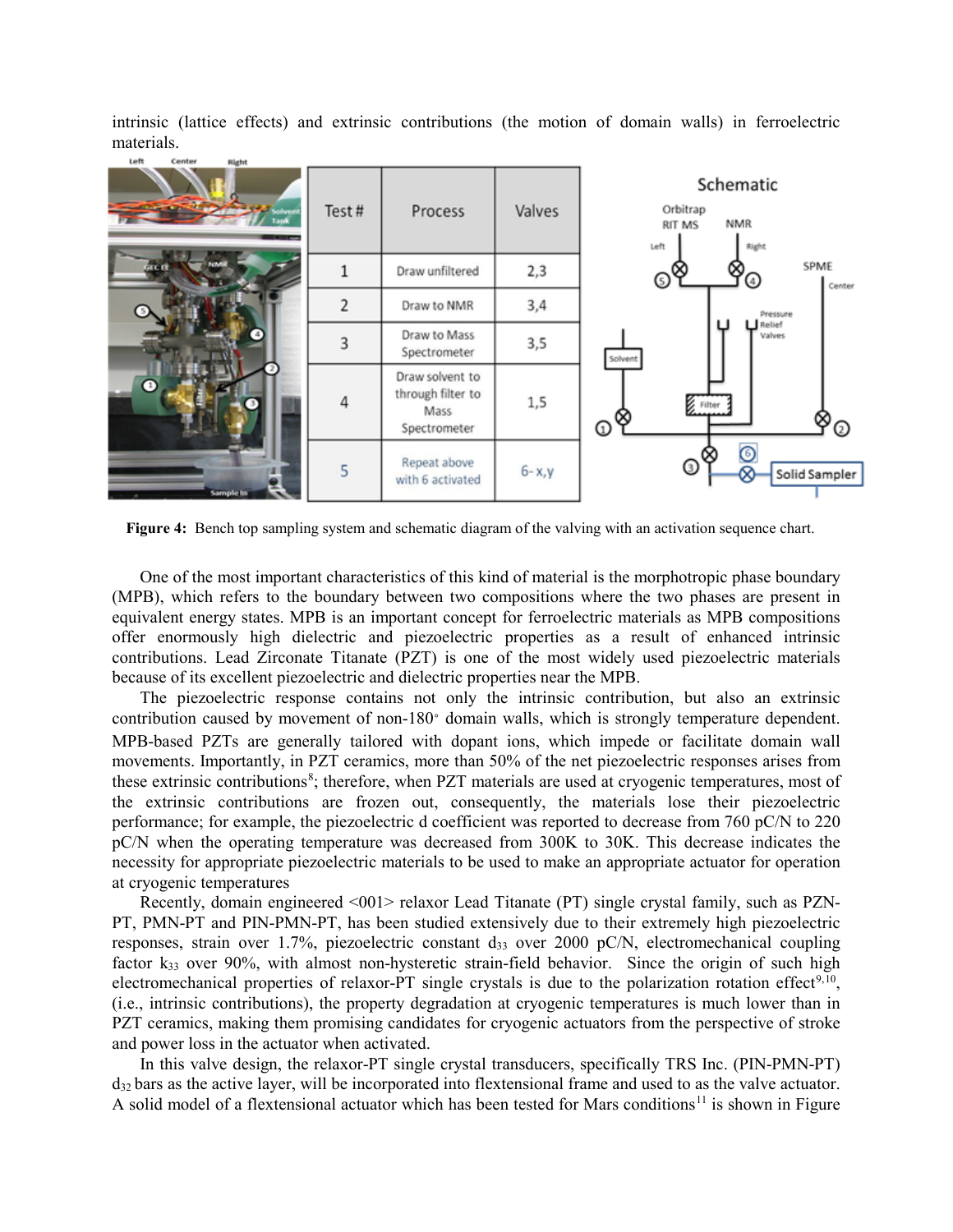intrinsic (lattice effects) and extrinsic contributions (the motion of domain walls) in ferroelectric materials.

| Test # | Process | Valves |
|---|---|---|
| 1 | Draw unfiltered | 2,3 |
| 2 | Draw to NMR | 3,4 |
| 3 | Draw to Mass Spectrometer | 3,5 |
| 4 | Draw solvent to through filter to Mass Spectrometer | 1,5 |
| 5 | Repeat above with 6 activated | 6- x,y |

**Figure 4:** Bench top sampling system and schematic diagram of the valving with an activation sequence chart.

One of the most important characteristics of this kind of material is the morphotropic phase boundary (MPB), which refers to the boundary between two compositions where the two phases are present in equivalent energy states. MPB is an important concept for ferroelectric materials as MPB compositions offer enormously high dielectric and piezoelectric properties as a result of enhanced intrinsic contributions. Lead Zirconate Titanate (PZT) is one of the most widely used piezoelectric materials because of its excellent piezoelectric and dielectric properties near the MPB.

The piezoelectric response contains not only the intrinsic contribution, but also an extrinsic contribution caused by movement of non-180$^\circ$ domain walls, which is strongly temperature dependent. MPB-based PZTs are generally tailored with dopant ions, which impede or facilitate domain wall movements. Importantly, in PZT ceramics, more than 50% of the net piezoelectric responses arises from these extrinsic contributions[8]; therefore, when PZT materials are used at cryogenic temperatures, most of the extrinsic contributions are frozen out, consequently, the materials lose their piezoelectric performance; for example, the piezoelectric d coefficient was reported to decrease from 760 pC/N to 220 pC/N when the operating temperature was decreased from 300K to 30K. This decrease indicates the necessity for appropriate piezoelectric materials to be used to make an appropriate actuator for operation at cryogenic temperatures

Recently, domain engineered <001> relaxor Lead Titanate (PT) single crystal family, such as PZN-PT, PMN-PT and PIN-PMN-PT, has been studied extensively due to their extremely high piezoelectric responses, strain over 1.7%, piezoelectric constant $d_{33}$ over 2000 pC/N, electromechanical coupling factor $k_{33}$ over 90%, with almost non-hysteretic strain-field behavior. Since the origin of such high electromechanical properties of relaxor-PT single crystals is due to the polarization rotation effect[9,10], (i.e., intrinsic contributions), the property degradation at cryogenic temperatures is much lower than in PZT ceramics, making them promising candidates for cryogenic actuators from the perspective of stroke and power loss in the actuator when activated.

In this valve design, the relaxor-PT single crystal transducers, specifically TRS Inc. (PIN-PMN-PT) $d_{32}$ bars as the active layer, will be incorporated into flextensional frame and used to as the valve actuator. A solid model of a flextensional actuator which has been tested for Mars conditions[11] is shown in Figure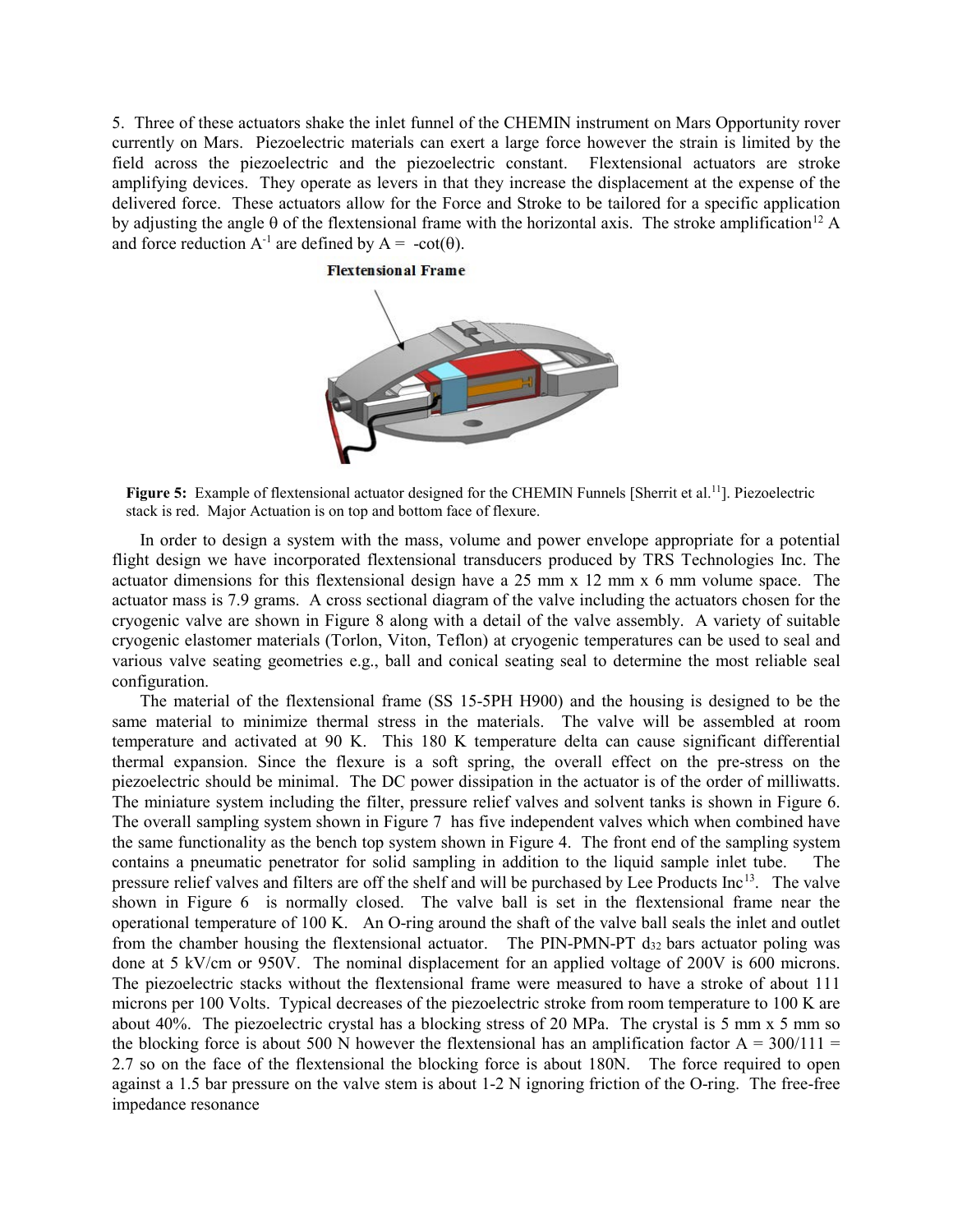5. Three of these actuators shake the inlet funnel of the CHEMIN instrument on Mars Opportunity rover currently on Mars. Piezoelectric materials can exert a large force however the strain is limited by the field across the piezoelectric and the piezoelectric constant. Flextensional actuators are stroke amplifying devices. They operate as levers in that they increase the displacement at the expense of the delivered force. These actuators allow for the Force and Stroke to be tailored for a specific application by adjusting the angle θ of the flextensional frame with the horizontal axis. The stroke amplification[12] A and force reduction $A^{-1}$ are defined by $A = -\cot(\theta)$.

**Figure 5:** Example of flextensional actuator designed for the CHEMIN Funnels [Sherrit et al.[11]]. Piezoelectric stack is red. Major Actuation is on top and bottom face of flexure.

In order to design a system with the mass, volume and power envelope appropriate for a potential flight design we have incorporated flextensional transducers produced by TRS Technologies Inc. The actuator dimensions for this flextensional design have a 25 mm x 12 mm x 6 mm volume space. The actuator mass is 7.9 grams. A cross sectional diagram of the valve including the actuators chosen for the cryogenic valve are shown in Figure 8 along with a detail of the valve assembly. A variety of suitable cryogenic elastomer materials (Torlon, Viton, Teflon) at cryogenic temperatures can be used to seal and various valve seating geometries e.g., ball and conical seating seal to determine the most reliable seal configuration.

The material of the flextensional frame (SS 15-5PH H900) and the housing is designed to be the same material to minimize thermal stress in the materials. The valve will be assembled at room temperature and activated at 90 K. This 180 K temperature delta can cause significant differential thermal expansion. Since the flexure is a soft spring, the overall effect on the pre-stress on the piezoelectric should be minimal. The DC power dissipation in the actuator is of the order of milliwatts. The miniature system including the filter, pressure relief valves and solvent tanks is shown in Figure 6. The overall sampling system shown in Figure 7 has five independent valves which when combined have the same functionality as the bench top system shown in Figure 4. The front end of the sampling system contains a pneumatic penetrator for solid sampling in addition to the liquid sample inlet tube. The pressure relief valves and filters are off the shelf and will be purchased by Lee Products Inc[13]. The valve shown in Figure 6 is normally closed. The valve ball is set in the flextensional frame near the operational temperature of 100 K. An O-ring around the shaft of the valve ball seals the inlet and outlet from the chamber housing the flextensional actuator. The PIN-PMN-PT $d_{32}$ bars actuator poling was done at 5 kV/cm or 950V. The nominal displacement for an applied voltage of 200V is 600 microns. The piezoelectric stacks without the flextensional frame were measured to have a stroke of about 111 microns per 100 Volts. Typical decreases of the piezoelectric stroke from room temperature to 100 K are about 40%. The piezoelectric crystal has a blocking stress of 20 MPa. The crystal is 5 mm x 5 mm so the blocking force is about 500 N however the flextensional has an amplification factor $A = 300/111 = 2.7$ so on the face of the flextensional the blocking force is about 180N. The force required to open against a 1.5 bar pressure on the valve stem is about 1-2 N ignoring friction of the O-ring. The free-free impedance resonance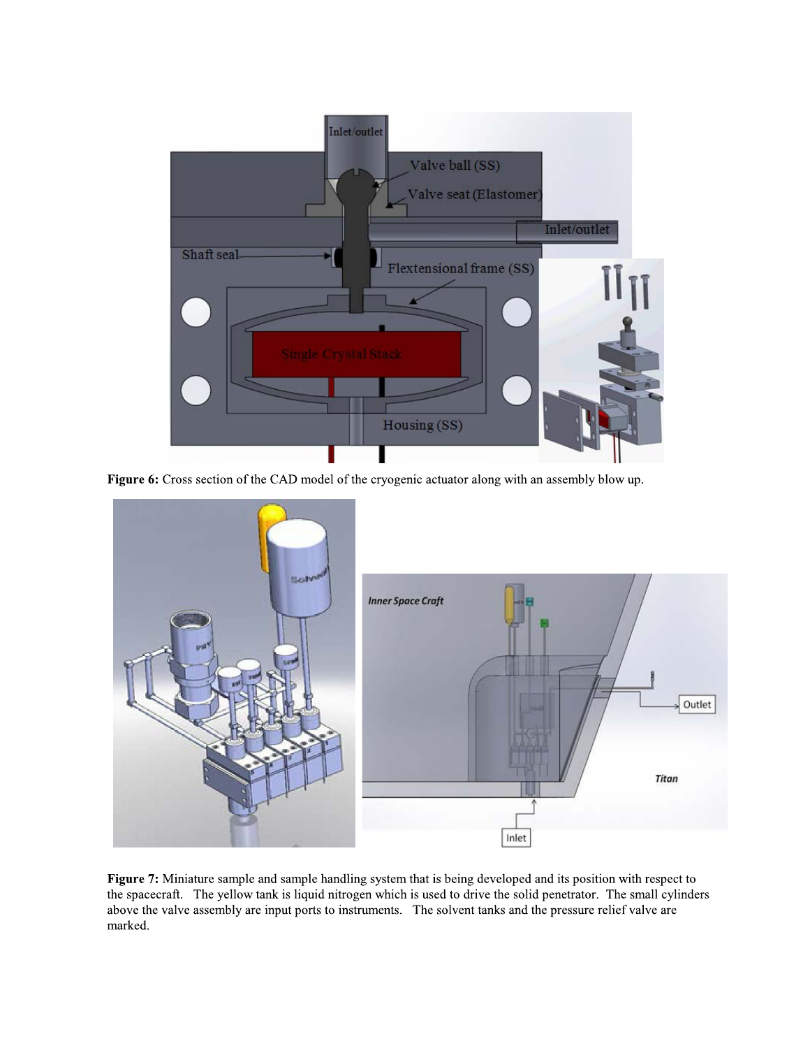**Figure 6:** Cross section of the CAD model of the cryogenic actuator along with an assembly blow up.

**Figure 7:** Miniature sample and sample handling system that is being developed and its position with respect to the spacecraft. The yellow tank is liquid nitrogen which is used to drive the solid penetrator. The small cylinders above the valve assembly are input ports to instruments. The solvent tanks and the pressure relief valve are marked.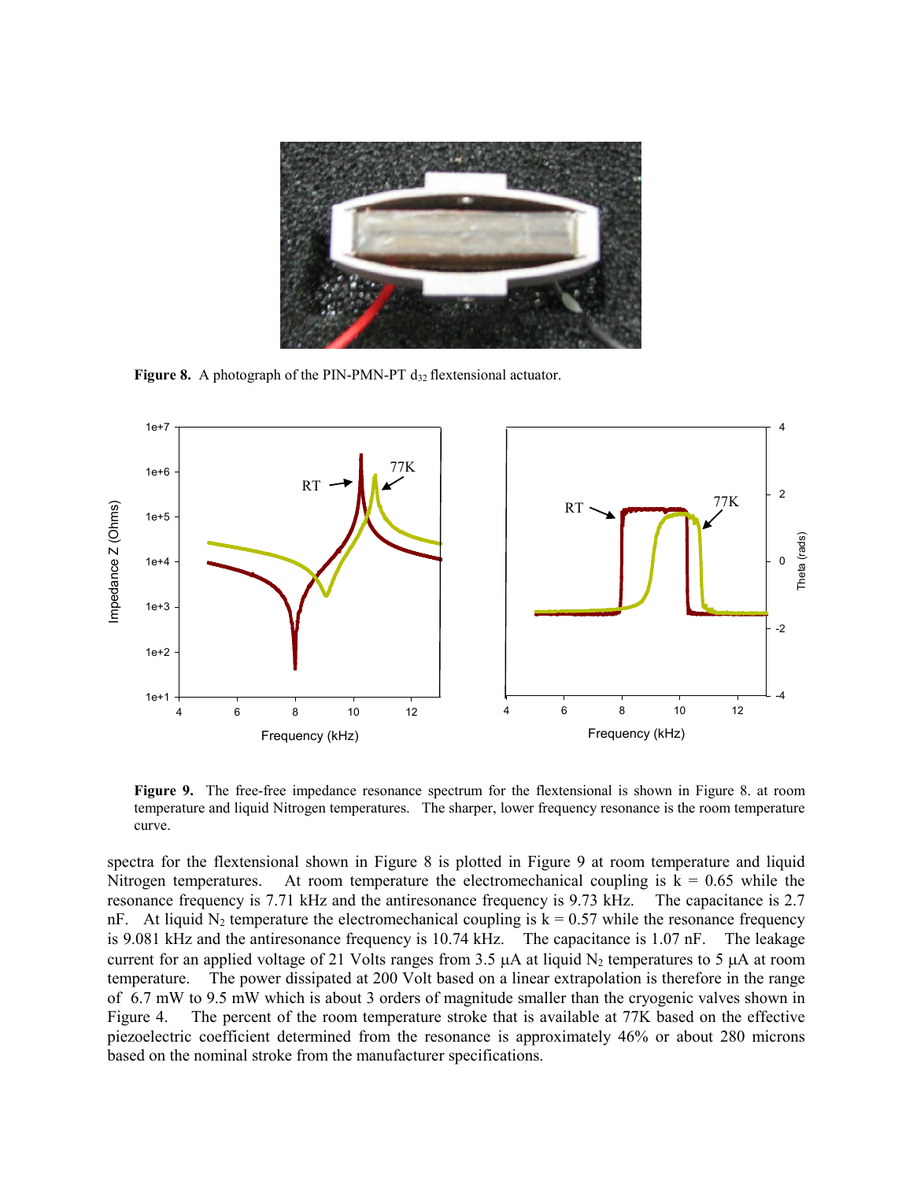**Figure 8.** A photograph of the PIN-PMN-PT $d_{32}$ flextensional actuator.

**Figure 9.** The free-free impedance resonance spectrum for the flextensional is shown in Figure 8. at room temperature and liquid Nitrogen temperatures. The sharper, lower frequency resonance is the room temperature curve.

spectra for the flextensional shown in Figure 8 is plotted in Figure 9 at room temperature and liquid Nitrogen temperatures. At room temperature the electromechanical coupling is k = 0.65 while the resonance frequency is 7.71 kHz and the antiresonance frequency is 9.73 kHz. The capacitance is 2.7 nF. At liquid $N_2$ temperature the electromechanical coupling is k = 0.57 while the resonance frequency is 9.081 kHz and the antiresonance frequency is 10.74 kHz. The capacitance is 1.07 nF. The leakage current for an applied voltage of 21 Volts ranges from 3.5 μA at liquid $N_2$ temperatures to 5 μA at room temperature. The power dissipated at 200 Volt based on a linear extrapolation is therefore in the range of 6.7 mW to 9.5 mW which is about 3 orders of magnitude smaller than the cryogenic valves shown in Figure 4. The percent of the room temperature stroke that is available at 77K based on the effective piezoelectric coefficient determined from the resonance is approximately 46% or about 280 microns based on the nominal stroke from the manufacturer specifications.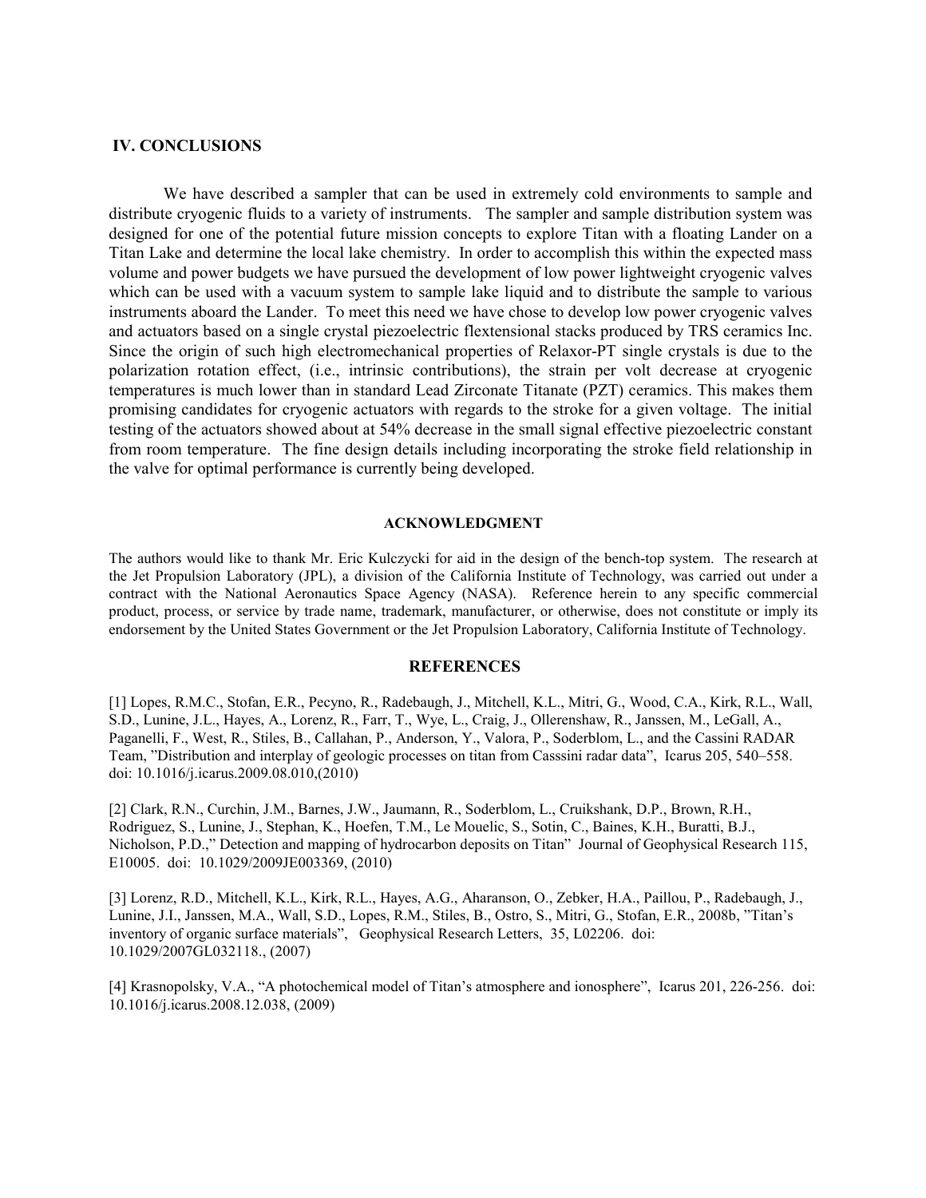## IV. CONCLUSIONS

We have described a sampler that can be used in extremely cold environments to sample and distribute cryogenic fluids to a variety of instruments. The sampler and sample distribution system was designed for one of the potential future mission concepts to explore Titan with a floating Lander on a Titan Lake and determine the local lake chemistry. In order to accomplish this within the expected mass volume and power budgets we have pursued the development of low power lightweight cryogenic valves which can be used with a vacuum system to sample lake liquid and to distribute the sample to various instruments aboard the Lander. To meet this need we have chose to develop low power cryogenic valves and actuators based on a single crystal piezoelectric flextensional stacks produced by TRS ceramics Inc. Since the origin of such high electromechanical properties of Relaxor-PT single crystals is due to the polarization rotation effect, (i.e., intrinsic contributions), the strain per volt decrease at cryogenic temperatures is much lower than in standard Lead Zirconate Titanate (PZT) ceramics. This makes them promising candidates for cryogenic actuators with regards to the stroke for a given voltage. The initial testing of the actuators showed about at 54% decrease in the small signal effective piezoelectric constant from room temperature. The fine design details including incorporating the stroke field relationship in the valve for optimal performance is currently being developed.

### ACKNOWLEDGMENT

The authors would like to thank Mr. Eric Kulczycki for aid in the design of the bench-top system. The research at the Jet Propulsion Laboratory (JPL), a division of the California Institute of Technology, was carried out under a contract with the National Aeronautics Space Agency (NASA). Reference herein to any specific commercial product, process, or service by trade name, trademark, manufacturer, or otherwise, does not constitute or imply its endorsement by the United States Government or the Jet Propulsion Laboratory, California Institute of Technology.

### REFERENCES

[1] Lopes, R.M.C., Stofan, E.R., Pecyno, R., Radebaugh, J., Mitchell, K.L., Mitri, G., Wood, C.A., Kirk, R.L., Wall, S.D., Lunine, J.L., Hayes, A., Lorenz, R., Farr, T., Wye, L., Craig, J., Ollerenshaw, R., Janssen, M., LeGall, A., Paganelli, F., West, R., Stiles, B., Callahan, P., Anderson, Y., Valora, P., Soderblom, L., and the Cassini RADAR Team, "Distribution and interplay of geologic processes on titan from Casssini radar data", Icarus 205, 540–558. doi: 10.1016/j.icarus.2009.08.010,(2010)

[2] Clark, R.N., Curchin, J.M., Barnes, J.W., Jaumann, R., Soderblom, L., Cruikshank, D.P., Brown, R.H., Rodriguez, S., Lunine, J., Stephan, K., Hoefen, T.M., Le Mouelic, S., Sotin, C., Baines, K.H., Buratti, B.J., Nicholson, P.D.," Detection and mapping of hydrocarbon deposits on Titan" Journal of Geophysical Research 115, E10005. doi: 10.1029/2009JE003369, (2010)

[3] Lorenz, R.D., Mitchell, K.L., Kirk, R.L., Hayes, A.G., Aharanson, O., Zebker, H.A., Paillou, P., Radebaugh, J., Lunine, J.I., Janssen, M.A., Wall, S.D., Lopes, R.M., Stiles, B., Ostro, S., Mitri, G., Stofan, E.R., 2008b, "Titan's inventory of organic surface materials", Geophysical Research Letters, 35, L02206. doi: 10.1029/2007GL032118., (2007)

[4] Krasnopolsky, V.A., "A photochemical model of Titan's atmosphere and ionosphere", Icarus 201, 226-256. doi: 10.1016/j.icarus.2008.12.038, (2009)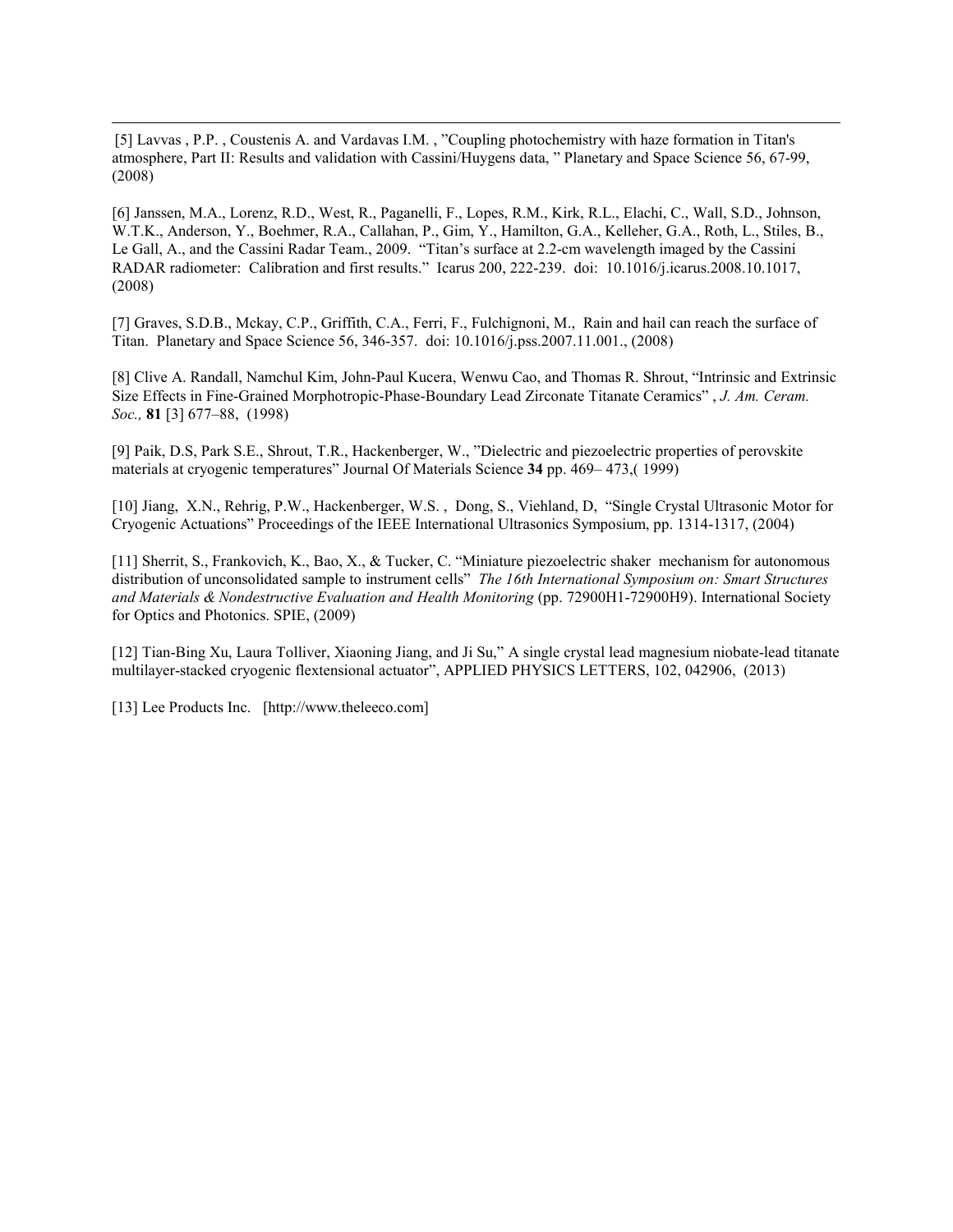[5] Lavvas , P.P. , Coustenis A. and Vardavas I.M. , "Coupling photochemistry with haze formation in Titan's atmosphere, Part II: Results and validation with Cassini/Huygens data, " Planetary and Space Science 56, 67-99, (2008)

[6] Janssen, M.A., Lorenz, R.D., West, R., Paganelli, F., Lopes, R.M., Kirk, R.L., Elachi, C., Wall, S.D., Johnson, W.T.K., Anderson, Y., Boehmer, R.A., Callahan, P., Gim, Y., Hamilton, G.A., Kelleher, G.A., Roth, L., Stiles, B., Le Gall, A., and the Cassini Radar Team., 2009. "Titan's surface at 2.2-cm wavelength imaged by the Cassini RADAR radiometer: Calibration and first results." Icarus 200, 222-239. doi: 10.1016/j.icarus.2008.10.1017, (2008)

[7] Graves, S.D.B., Mckay, C.P., Griffith, C.A., Ferri, F., Fulchignoni, M., Rain and hail can reach the surface of Titan. Planetary and Space Science 56, 346-357. doi: 10.1016/j.pss.2007.11.001., (2008)

[8] Clive A. Randall, Namchul Kim, John-Paul Kucera, Wenwu Cao, and Thomas R. Shrout, "Intrinsic and Extrinsic Size Effects in Fine-Grained Morphotropic-Phase-Boundary Lead Zirconate Titanate Ceramics" , *J. Am. Ceram. Soc.,* **81** [3] 677–88, (1998)

[9] Paik, D.S, Park S.E., Shrout, T.R., Hackenberger, W., "Dielectric and piezoelectric properties of perovskite materials at cryogenic temperatures" Journal Of Materials Science **34** pp. 469– 473,( 1999)

[10] Jiang, X.N., Rehrig, P.W., Hackenberger, W.S. , Dong, S., Viehland, D, "Single Crystal Ultrasonic Motor for Cryogenic Actuations" Proceedings of the IEEE International Ultrasonics Symposium, pp. 1314-1317, (2004)

[11] Sherrit, S., Frankovich, K., Bao, X., & Tucker, C. "Miniature piezoelectric shaker mechanism for autonomous distribution of unconsolidated sample to instrument cells" *The 16th International Symposium on: Smart Structures and Materials & Nondestructive Evaluation and Health Monitoring* (pp. 72900H1-72900H9). International Society for Optics and Photonics. SPIE, (2009)

[12] Tian-Bing Xu, Laura Tolliver, Xiaoning Jiang, and Ji Su," A single crystal lead magnesium niobate-lead titanate multilayer-stacked cryogenic flextensional actuator", APPLIED PHYSICS LETTERS, 102, 042906, (2013)

[13] Lee Products Inc. [http://www.theleeco.com]